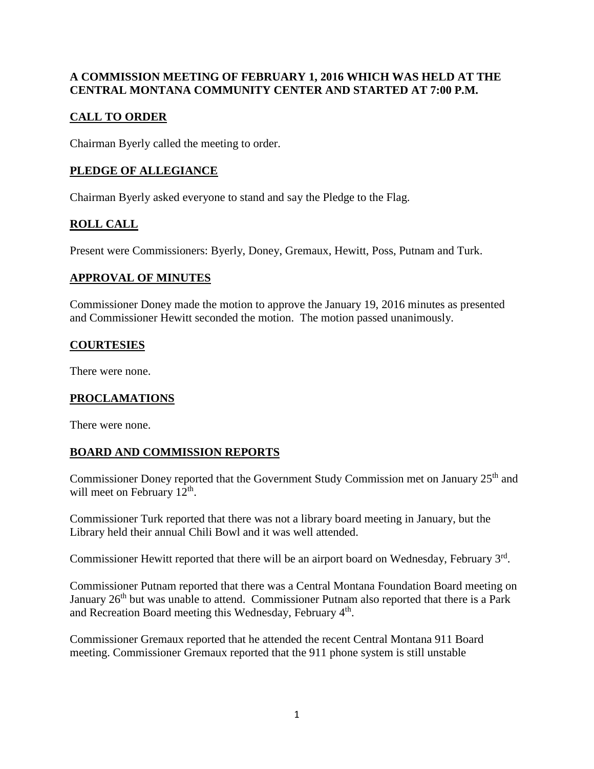**A COMMISSION MEETING OF FEBRUARY 1, 2016 WHICH WAS HELD AT THE CENTRAL MONTANA COMMUNITY CENTER AND STARTED AT 7:00 P.M.**

## CALL TO ORDER

Chairman Byerly called the meeting to order.

## PLEDGE OF ALLEGIANCE

Chairman Byerly asked everyone to stand and say the Pledge to the Flag.

## ROLL CALL

Present were Commissioners: Byerly, Doney, Gremaux, Hewitt, Poss, Putnam and Turk.

## APPROVAL OF MINUTES

Commissioner Doney made the motion to approve the January 19, 2016 minutes as presented and Commissioner Hewitt seconded the motion. The motion passed unanimously.

## COURTESIES

There were none.

## PROCLAMATIONS

There were none.

## BOARD AND COMMISSION REPORTS

Commissioner Doney reported that the Government Study Commission met on January 25th and will meet on February 12th.

Commissioner Turk reported that there was not a library board meeting in January, but the Library held their annual Chili Bowl and it was well attended.

Commissioner Hewitt reported that there will be an airport board on Wednesday, February 3rd.

Commissioner Putnam reported that there was a Central Montana Foundation Board meeting on January 26th but was unable to attend. Commissioner Putnam also reported that there is a Park and Recreation Board meeting this Wednesday, February 4th.

Commissioner Gremaux reported that he attended the recent Central Montana 911 Board meeting. Commissioner Gremaux reported that the 911 phone system is still unstable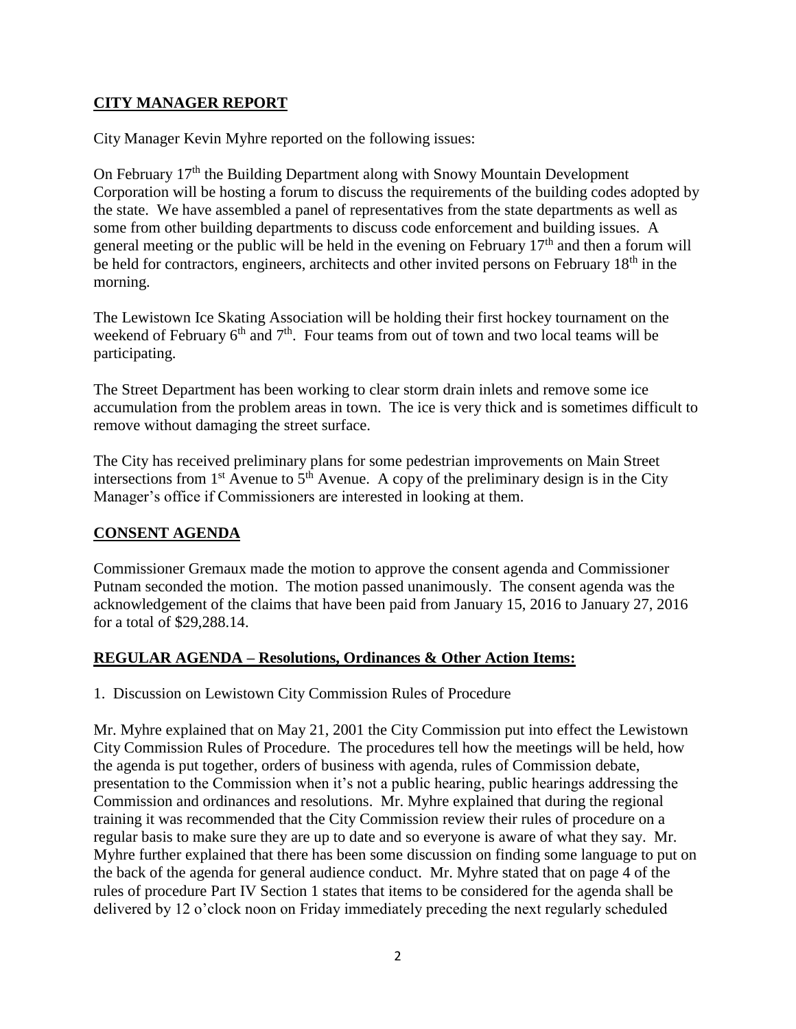## **CITY MANAGER REPORT**

City Manager Kevin Myhre reported on the following issues:

On February 17th the Building Department along with Snowy Mountain Development Corporation will be hosting a forum to discuss the requirements of the building codes adopted by the state. We have assembled a panel of representatives from the state departments as well as some from other building departments to discuss code enforcement and building issues. A general meeting or the public will be held in the evening on February 17th and then a forum will be held for contractors, engineers, architects and other invited persons on February 18th in the morning.

The Lewistown Ice Skating Association will be holding their first hockey tournament on the weekend of February 6th and 7th. Four teams from out of town and two local teams will be participating.

The Street Department has been working to clear storm drain inlets and remove some ice accumulation from the problem areas in town. The ice is very thick and is sometimes difficult to remove without damaging the street surface.

The City has received preliminary plans for some pedestrian improvements on Main Street intersections from 1st Avenue to 5th Avenue. A copy of the preliminary design is in the City Manager's office if Commissioners are interested in looking at them.

## **CONSENT AGENDA**

Commissioner Gremaux made the motion to approve the consent agenda and Commissioner Putnam seconded the motion. The motion passed unanimously. The consent agenda was the acknowledgement of the claims that have been paid from January 15, 2016 to January 27, 2016 for a total of $29,288.14.

## **REGULAR AGENDA – Resolutions, Ordinances & Other Action Items:**

1. Discussion on Lewistown City Commission Rules of Procedure

Mr. Myhre explained that on May 21, 2001 the City Commission put into effect the Lewistown City Commission Rules of Procedure. The procedures tell how the meetings will be held, how the agenda is put together, orders of business with agenda, rules of Commission debate, presentation to the Commission when it's not a public hearing, public hearings addressing the Commission and ordinances and resolutions. Mr. Myhre explained that during the regional training it was recommended that the City Commission review their rules of procedure on a regular basis to make sure they are up to date and so everyone is aware of what they say. Mr. Myhre further explained that there has been some discussion on finding some language to put on the back of the agenda for general audience conduct. Mr. Myhre stated that on page 4 of the rules of procedure Part IV Section 1 states that items to be considered for the agenda shall be delivered by 12 o'clock noon on Friday immediately preceding the next regularly scheduled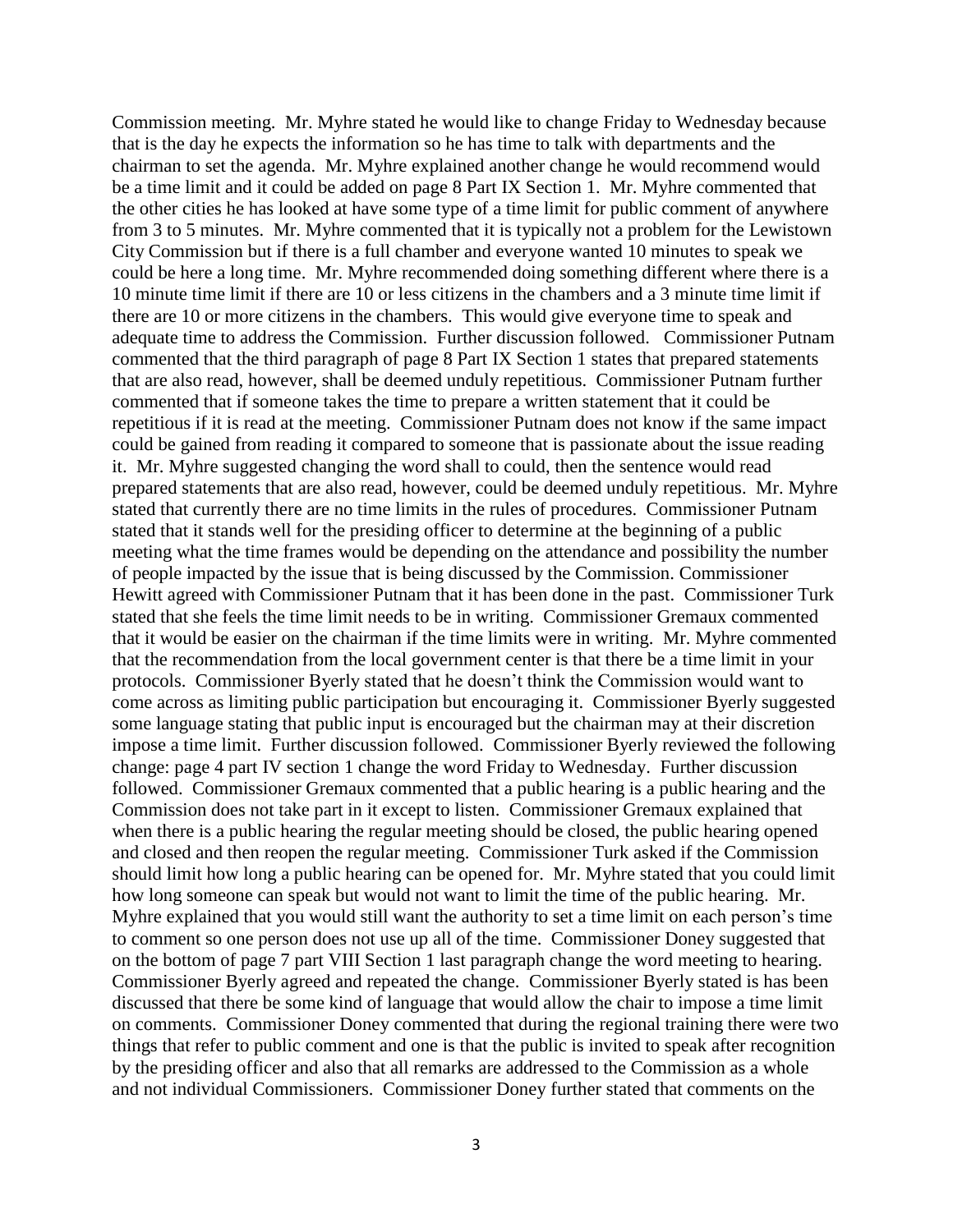Commission meeting. Mr. Myhre stated he would like to change Friday to Wednesday because that is the day he expects the information so he has time to talk with departments and the chairman to set the agenda. Mr. Myhre explained another change he would recommend would be a time limit and it could be added on page 8 Part IX Section 1. Mr. Myhre commented that the other cities he has looked at have some type of a time limit for public comment of anywhere from 3 to 5 minutes. Mr. Myhre commented that it is typically not a problem for the Lewistown City Commission but if there is a full chamber and everyone wanted 10 minutes to speak we could be here a long time. Mr. Myhre recommended doing something different where there is a 10 minute time limit if there are 10 or less citizens in the chambers and a 3 minute time limit if there are 10 or more citizens in the chambers. This would give everyone time to speak and adequate time to address the Commission. Further discussion followed. Commissioner Putnam commented that the third paragraph of page 8 Part IX Section 1 states that prepared statements that are also read, however, shall be deemed unduly repetitious. Commissioner Putnam further commented that if someone takes the time to prepare a written statement that it could be repetitious if it is read at the meeting. Commissioner Putnam does not know if the same impact could be gained from reading it compared to someone that is passionate about the issue reading it. Mr. Myhre suggested changing the word shall to could, then the sentence would read prepared statements that are also read, however, could be deemed unduly repetitious. Mr. Myhre stated that currently there are no time limits in the rules of procedures. Commissioner Putnam stated that it stands well for the presiding officer to determine at the beginning of a public meeting what the time frames would be depending on the attendance and possibility the number of people impacted by the issue that is being discussed by the Commission. Commissioner Hewitt agreed with Commissioner Putnam that it has been done in the past. Commissioner Turk stated that she feels the time limit needs to be in writing. Commissioner Gremaux commented that it would be easier on the chairman if the time limits were in writing. Mr. Myhre commented that the recommendation from the local government center is that there be a time limit in your protocols. Commissioner Byerly stated that he doesn't think the Commission would want to come across as limiting public participation but encouraging it. Commissioner Byerly suggested some language stating that public input is encouraged but the chairman may at their discretion impose a time limit. Further discussion followed. Commissioner Byerly reviewed the following change: page 4 part IV section 1 change the word Friday to Wednesday. Further discussion followed. Commissioner Gremaux commented that a public hearing is a public hearing and the Commission does not take part in it except to listen. Commissioner Gremaux explained that when there is a public hearing the regular meeting should be closed, the public hearing opened and closed and then reopen the regular meeting. Commissioner Turk asked if the Commission should limit how long a public hearing can be opened for. Mr. Myhre stated that you could limit how long someone can speak but would not want to limit the time of the public hearing. Mr. Myhre explained that you would still want the authority to set a time limit on each person's time to comment so one person does not use up all of the time. Commissioner Doney suggested that on the bottom of page 7 part VIII Section 1 last paragraph change the word meeting to hearing. Commissioner Byerly agreed and repeated the change. Commissioner Byerly stated is has been discussed that there be some kind of language that would allow the chair to impose a time limit on comments. Commissioner Doney commented that during the regional training there were two things that refer to public comment and one is that the public is invited to speak after recognition by the presiding officer and also that all remarks are addressed to the Commission as a whole and not individual Commissioners. Commissioner Doney further stated that comments on the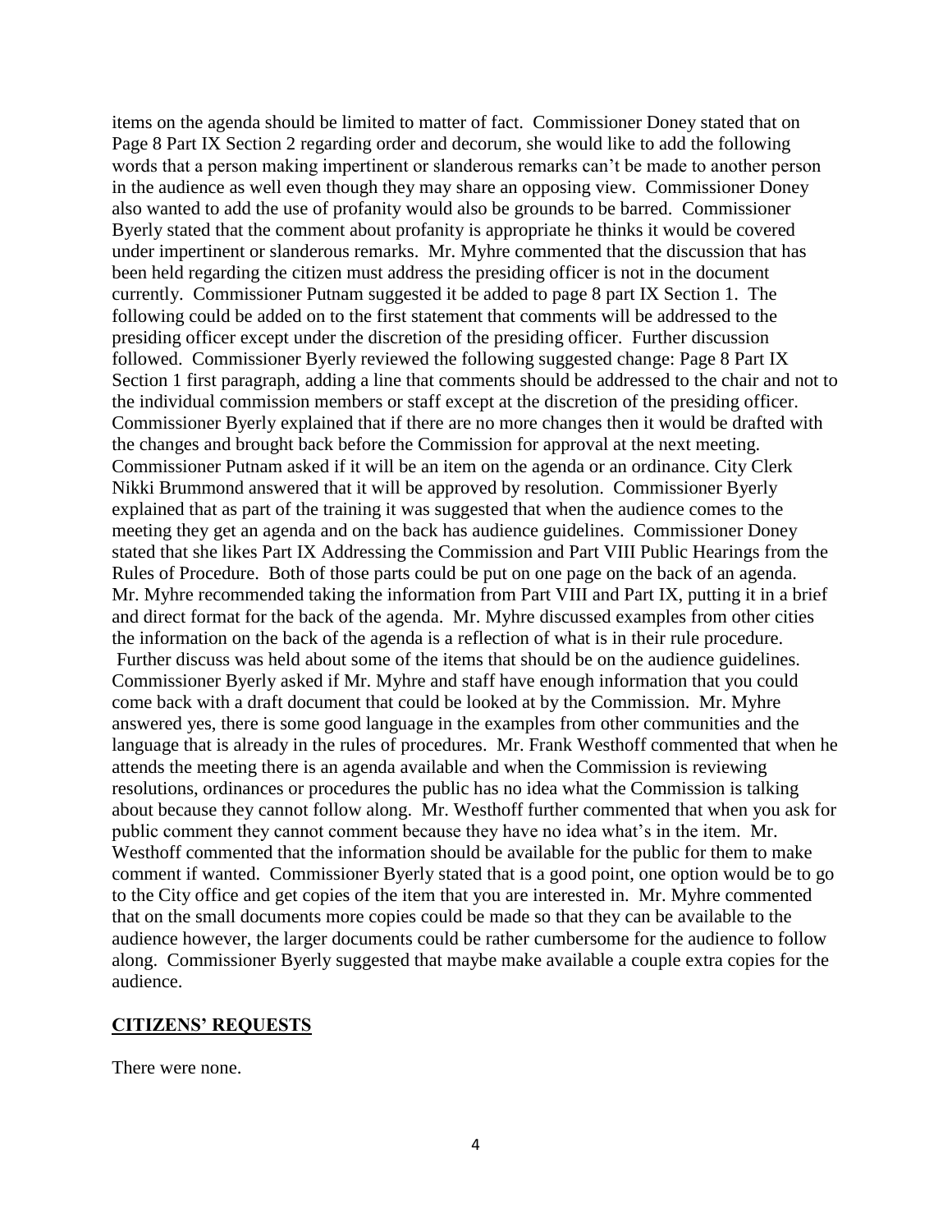items on the agenda should be limited to matter of fact. Commissioner Doney stated that on Page 8 Part IX Section 2 regarding order and decorum, she would like to add the following words that a person making impertinent or slanderous remarks can't be made to another person in the audience as well even though they may share an opposing view. Commissioner Doney also wanted to add the use of profanity would also be grounds to be barred. Commissioner Byerly stated that the comment about profanity is appropriate he thinks it would be covered under impertinent or slanderous remarks. Mr. Myhre commented that the discussion that has been held regarding the citizen must address the presiding officer is not in the document currently. Commissioner Putnam suggested it be added to page 8 part IX Section 1. The following could be added on to the first statement that comments will be addressed to the presiding officer except under the discretion of the presiding officer. Further discussion followed. Commissioner Byerly reviewed the following suggested change: Page 8 Part IX Section 1 first paragraph, adding a line that comments should be addressed to the chair and not to the individual commission members or staff except at the discretion of the presiding officer. Commissioner Byerly explained that if there are no more changes then it would be drafted with the changes and brought back before the Commission for approval at the next meeting. Commissioner Putnam asked if it will be an item on the agenda or an ordinance. City Clerk Nikki Brummond answered that it will be approved by resolution. Commissioner Byerly explained that as part of the training it was suggested that when the audience comes to the meeting they get an agenda and on the back has audience guidelines. Commissioner Doney stated that she likes Part IX Addressing the Commission and Part VIII Public Hearings from the Rules of Procedure. Both of those parts could be put on one page on the back of an agenda. Mr. Myhre recommended taking the information from Part VIII and Part IX, putting it in a brief and direct format for the back of the agenda. Mr. Myhre discussed examples from other cities the information on the back of the agenda is a reflection of what is in their rule procedure. Further discuss was held about some of the items that should be on the audience guidelines. Commissioner Byerly asked if Mr. Myhre and staff have enough information that you could come back with a draft document that could be looked at by the Commission. Mr. Myhre answered yes, there is some good language in the examples from other communities and the language that is already in the rules of procedures. Mr. Frank Westhoff commented that when he attends the meeting there is an agenda available and when the Commission is reviewing resolutions, ordinances or procedures the public has no idea what the Commission is talking about because they cannot follow along. Mr. Westhoff further commented that when you ask for public comment they cannot comment because they have no idea what's in the item. Mr. Westhoff commented that the information should be available for the public for them to make comment if wanted. Commissioner Byerly stated that is a good point, one option would be to go to the City office and get copies of the item that you are interested in. Mr. Myhre commented that on the small documents more copies could be made so that they can be available to the audience however, the larger documents could be rather cumbersome for the audience to follow along. Commissioner Byerly suggested that maybe make available a couple extra copies for the audience.

## CITIZENS' REQUESTS

There were none.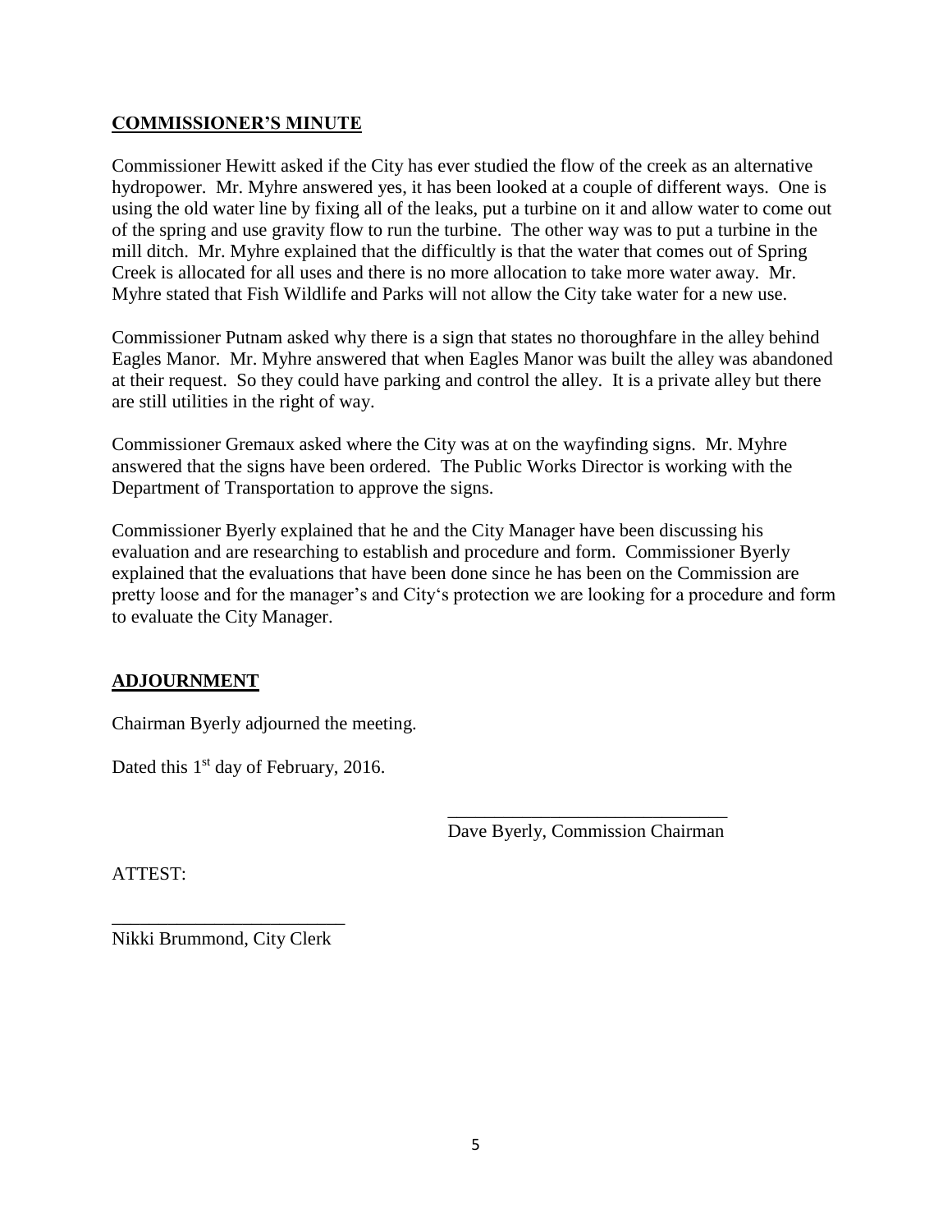## COMMISSIONER'S MINUTE

Commissioner Hewitt asked if the City has ever studied the flow of the creek as an alternative hydropower. Mr. Myhre answered yes, it has been looked at a couple of different ways. One is using the old water line by fixing all of the leaks, put a turbine on it and allow water to come out of the spring and use gravity flow to run the turbine. The other way was to put a turbine in the mill ditch. Mr. Myhre explained that the difficultly is that the water that comes out of Spring Creek is allocated for all uses and there is no more allocation to take more water away. Mr. Myhre stated that Fish Wildlife and Parks will not allow the City take water for a new use.

Commissioner Putnam asked why there is a sign that states no thoroughfare in the alley behind Eagles Manor. Mr. Myhre answered that when Eagles Manor was built the alley was abandoned at their request. So they could have parking and control the alley. It is a private alley but there are still utilities in the right of way.

Commissioner Gremaux asked where the City was at on the wayfinding signs. Mr. Myhre answered that the signs have been ordered. The Public Works Director is working with the Department of Transportation to approve the signs.

Commissioner Byerly explained that he and the City Manager have been discussing his evaluation and are researching to establish and procedure and form. Commissioner Byerly explained that the evaluations that have been done since he has been on the Commission are pretty loose and for the manager's and City's protection we are looking for a procedure and form to evaluate the City Manager.

## ADJOURNMENT

Chairman Byerly adjourned the meeting.

Dated this 1st day of February, 2016.

\_\_\_\_\_\_\_\_\_\_\_\_\_\_\_\_\_\_\_\_\_\_\_\_\_\_\_\_\_\_
Dave Byerly, Commission Chairman

ATTEST:

\_\_\_\_\_\_\_\_\_\_\_\_\_\_\_\_\_\_\_\_\_\_\_\_\_\_
Nikki Brummond, City Clerk